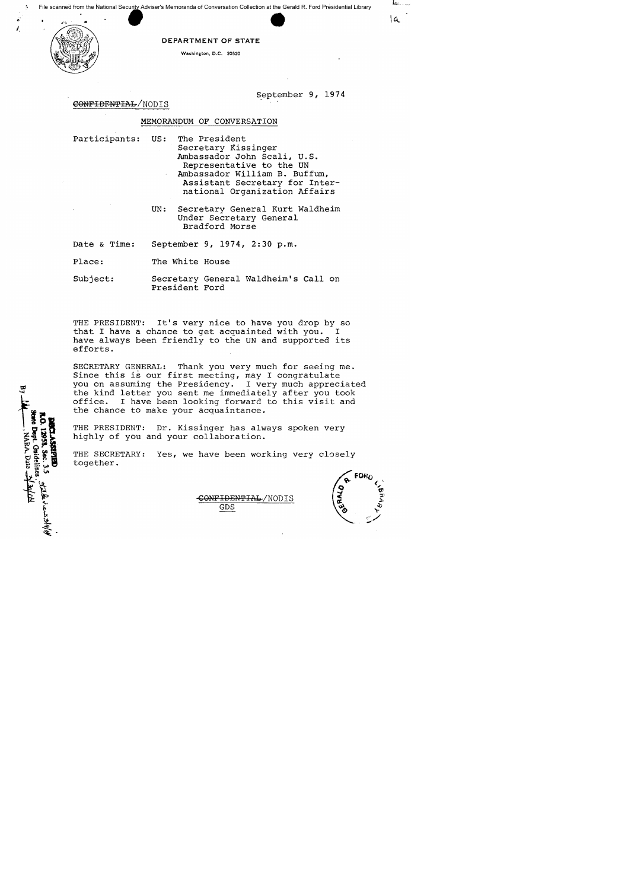DEPARTMENT OF STATE

Washington, D.C. 20520

~~CONFIDENTIAL~~/NODIS

September 9, 1974

MEMORANDUM OF CONVERSATION

Participants: US: The President
Secretary Kissinger
Ambassador John Scali, U.S. Representative to the UN
Ambassador William B. Buffum, Assistant Secretary for International Organization Affairs

UN: Secretary General Kurt Waldheim
Under Secretary General Bradford Morse

Date & Time: September 9, 1974, 2:30 p.m.

Place: The White House

Subject: Secretary General Waldheim's Call on President Ford

THE PRESIDENT: It's very nice to have you drop by so that I have a chance to get acquainted with you. I have always been friendly to the UN and supported its efforts.

SECRETARY GENERAL: Thank you very much for seeing me. Since this is our first meeting, may I congratulate you on assuming the Presidency. I very much appreciated the kind letter you sent me immediately after you took office. I have been looking forward to this visit and the chance to make your acquaintance.

THE PRESIDENT: Dr. Kissinger has always spoken very highly of you and your collaboration.

THE SECRETARY: Yes, we have been working very closely together.

~~CONFIDENTIAL~~/NODIS
GDS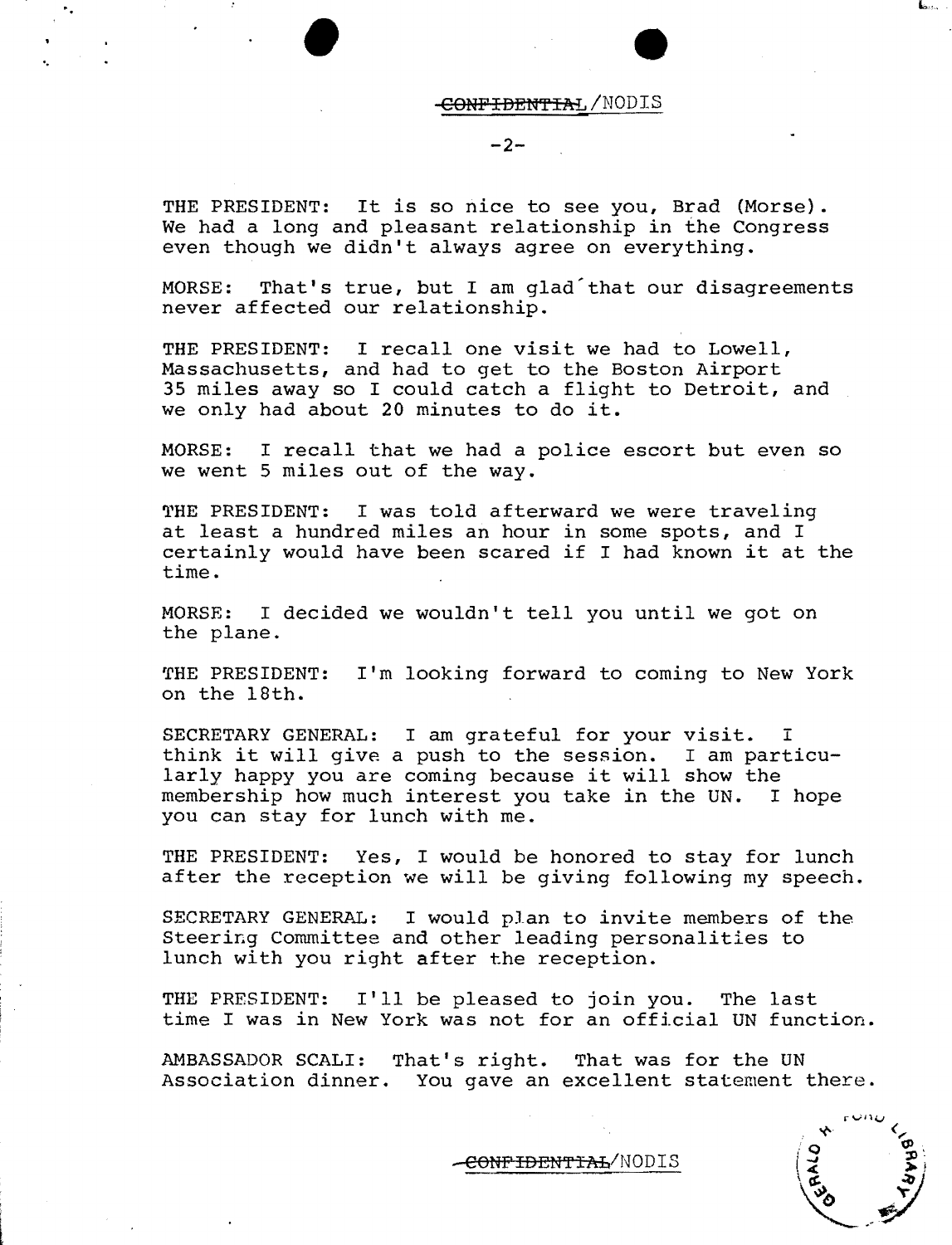THE PRESIDENT: It is so nice to see you, Brad (Morse). We had a long and pleasant relationship in the Congress even though we didn't always agree on everything.

MORSE: That's true, but I am glad that our disagreements never affected our relationship.

THE PRESIDENT: I recall one visit we had to Lowell, Massachusetts, and had to get to the Boston Airport 35 miles away so I could catch a flight to Detroit, and we only had about 20 minutes to do it.

MORSE: I recall that we had a police escort but even so we went 5 miles out of the way.

THE PRESIDENT: I was told afterward we were traveling at least a hundred miles an hour in some spots, and I certainly would have been scared if I had known it at the time.

MORSE: I decided we wouldn't tell you until we got on the plane.

THE PRESIDENT: I'm looking forward to coming to New York on the 18th.

SECRETARY GENERAL: I am grateful for your visit. I think it will give a push to the session. I am particularly happy you are coming because it will show the membership how much interest you take in the UN. I hope you can stay for lunch with me.

THE PRESIDENT: Yes, I would be honored to stay for lunch after the reception we will be giving following my speech.

SECRETARY GENERAL: I would plan to invite members of the Steering Committee and other leading personalities to lunch with you right after the reception.

THE PRESIDENT: I'll be pleased to join you. The last time I was in New York was not for an official UN function.

AMBASSADOR SCALI: That's right. That was for the UN Association dinner. You gave an excellent statement there.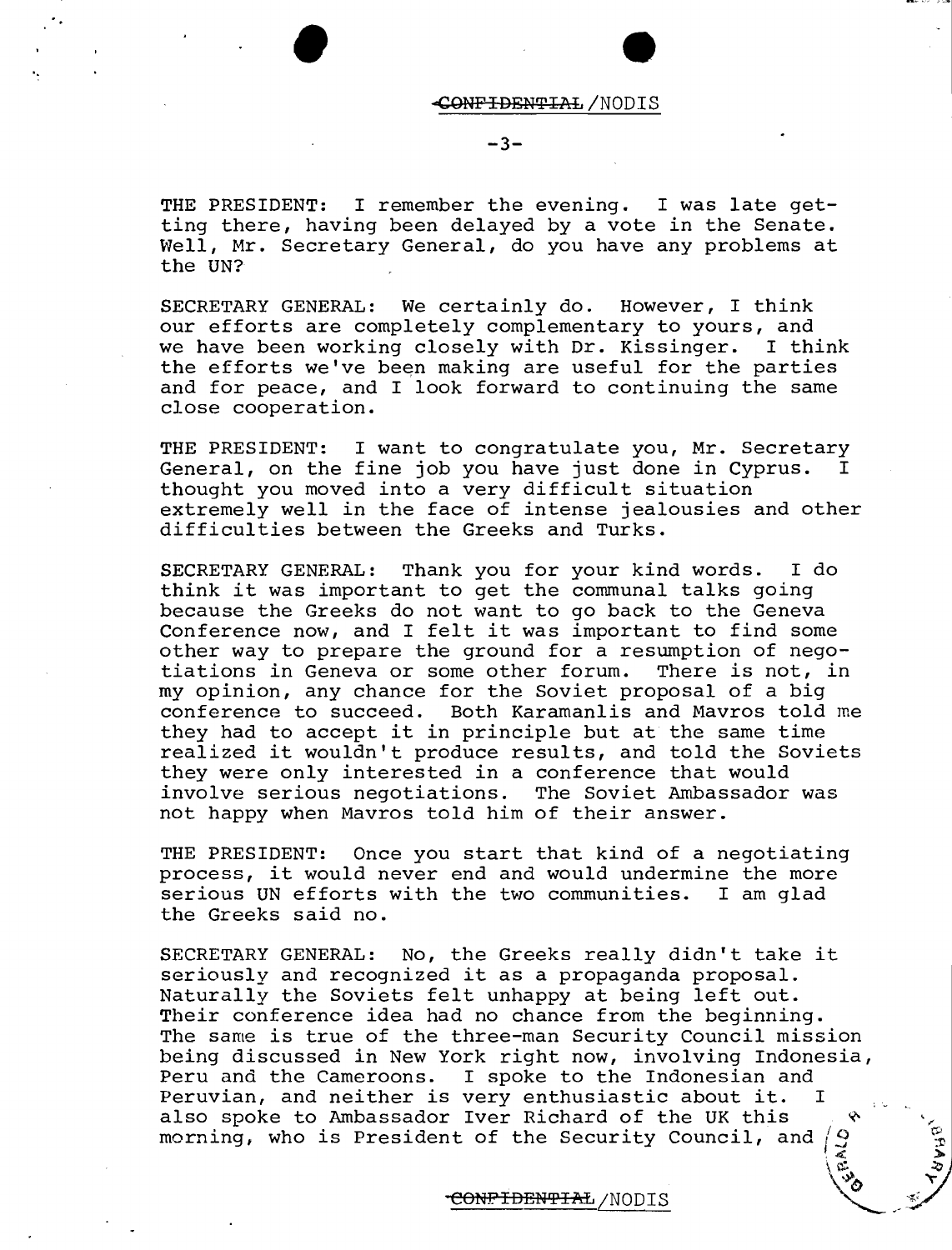THE PRESIDENT: I remember the evening. I was late getting there, having been delayed by a vote in the Senate. Well, Mr. Secretary General, do you have any problems at the UN?

SECRETARY GENERAL: We certainly do. However, I think our efforts are completely complementary to yours, and we have been working closely with Dr. Kissinger. I think the efforts we've been making are useful for the parties and for peace, and I look forward to continuing the same close cooperation.

THE PRESIDENT: I want to congratulate you, Mr. Secretary General, on the fine job you have just done in Cyprus. I thought you moved into a very difficult situation extremely well in the face of intense jealousies and other difficulties between the Greeks and Turks.

SECRETARY GENERAL: Thank you for your kind words. I do think it was important to get the communal talks going because the Greeks do not want to go back to the Geneva Conference now, and I felt it was important to find some other way to prepare the ground for a resumption of negotiations in Geneva or some other forum. There is not, in my opinion, any chance for the Soviet proposal of a big conference to succeed. Both Karamanlis and Mavros told me they had to accept it in principle but at the same time realized it wouldn't produce results, and told the Soviets they were only interested in a conference that would involve serious negotiations. The Soviet Ambassador was not happy when Mavros told him of their answer.

THE PRESIDENT: Once you start that kind of a negotiating process, it would never end and would undermine the more serious UN efforts with the two communities. I am glad the Greeks said no.

SECRETARY GENERAL: No, the Greeks really didn't take it seriously and recognized it as a propaganda proposal. Naturally the Soviets felt unhappy at being left out. Their conference idea had no chance from the beginning. The same is true of the three-man Security Council mission being discussed in New York right now, involving Indonesia, Peru and the Cameroons. I spoke to the Indonesian and Peruvian, and neither is very enthusiastic about it. I also spoke to Ambassador Iver Richard of the UK this morning, who is President of the Security Council, and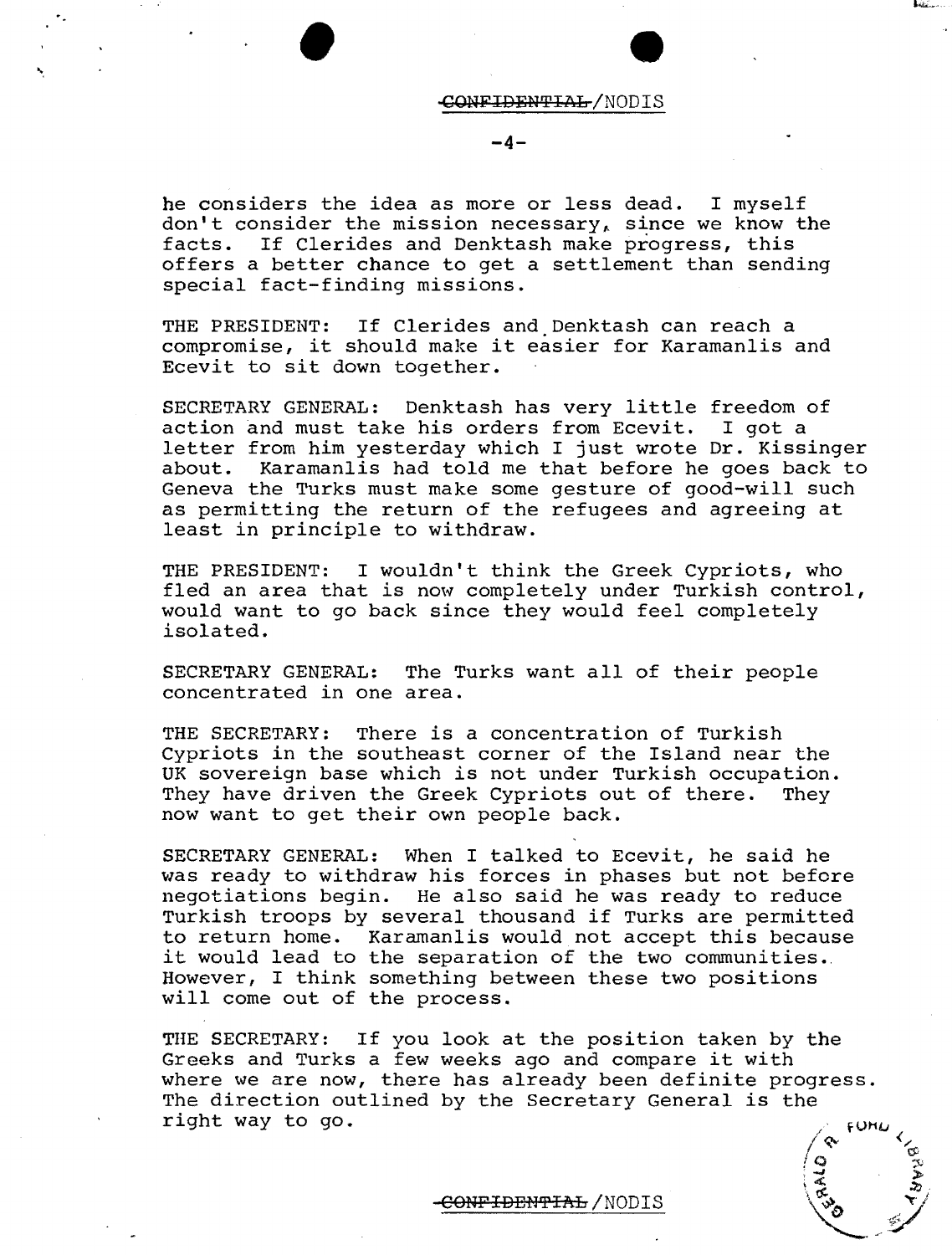he considers the idea as more or less dead. I myself don't consider the mission necessary, since we know the facts. If Clerides and Denktash make progress, this offers a better chance to get a settlement than sending special fact-finding missions.

THE PRESIDENT: If Clerides and Denktash can reach a compromise, it should make it easier for Karamanlis and Ecevit to sit down together.

SECRETARY GENERAL: Denktash has very little freedom of action and must take his orders from Ecevit. I got a letter from him yesterday which I just wrote Dr. Kissinger about. Karamanlis had told me that before he goes back to Geneva the Turks must make some gesture of good-will such as permitting the return of the refugees and agreeing at least in principle to withdraw.

THE PRESIDENT: I wouldn't think the Greek Cypriots, who fled an area that is now completely under Turkish control, would want to go back since they would feel completely isolated.

SECRETARY GENERAL: The Turks want all of their people concentrated in one area.

THE SECRETARY: There is a concentration of Turkish Cypriots in the southeast corner of the Island near the UK sovereign base which is not under Turkish occupation. They have driven the Greek Cypriots out of there. They now want to get their own people back.

SECRETARY GENERAL: When I talked to Ecevit, he said he was ready to withdraw his forces in phases but not before negotiations begin. He also said he was ready to reduce Turkish troops by several thousand if Turks are permitted to return home. Karamanlis would not accept this because it would lead to the separation of the two communities. However, I think something between these two positions will come out of the process.

THE SECRETARY: If you look at the position taken by the Greeks and Turks a few weeks ago and compare it with where we are now, there has already been definite progress. The direction outlined by the Secretary General is the right way to go.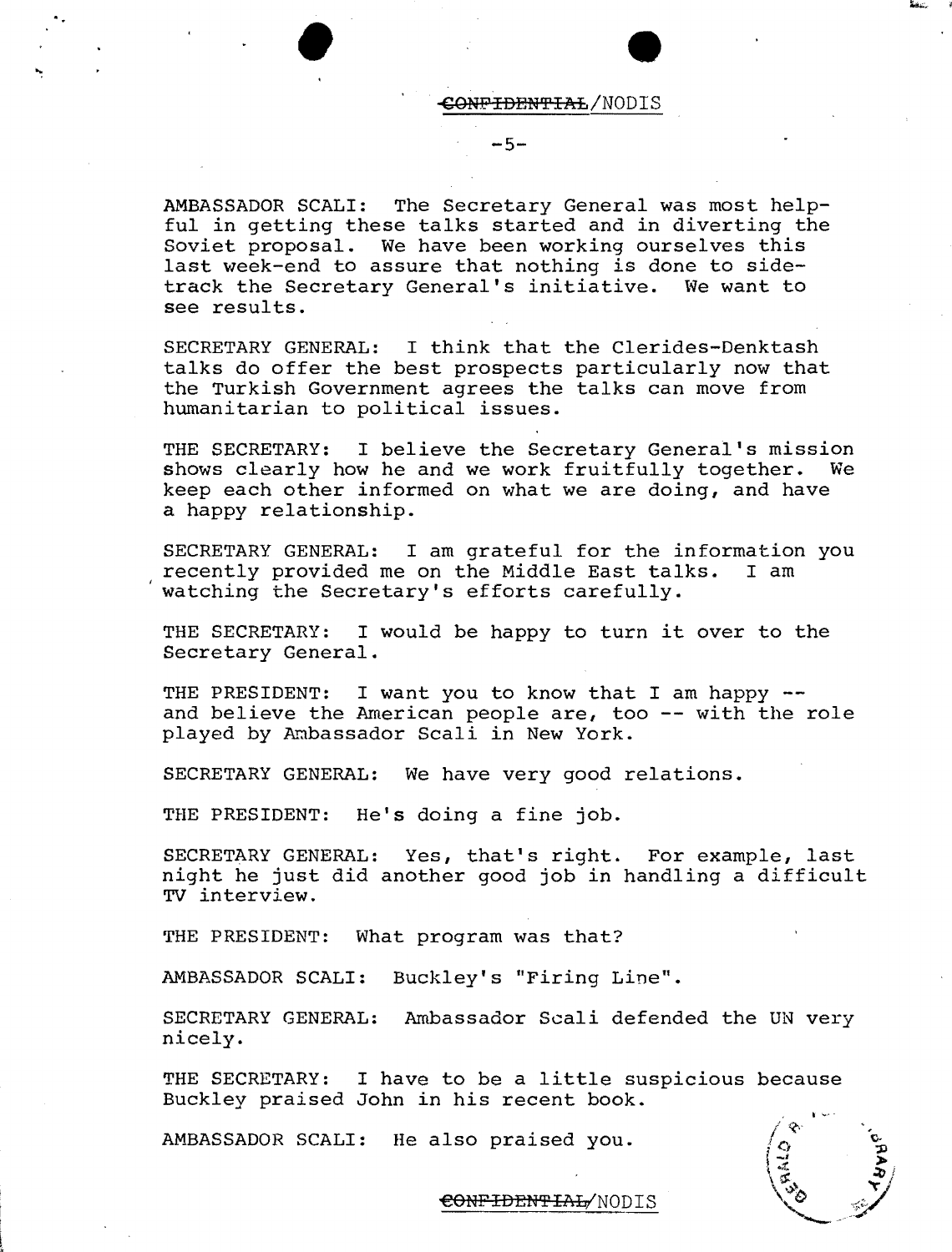AMBASSADOR SCALI: The Secretary General was most helpful in getting these talks started and in diverting the Soviet proposal. We have been working ourselves this last week-end to assure that nothing is done to sidetrack the Secretary General's initiative. We want to see results.

SECRETARY GENERAL: I think that the Clerides-Denktash talks do offer the best prospects particularly now that the Turkish Government agrees the talks can move from humanitarian to political issues.

THE SECRETARY: I believe the Secretary General's mission shows clearly how he and we work fruitfully together. We keep each other informed on what we are doing, and have a happy relationship.

SECRETARY GENERAL: I am grateful for the information you recently provided me on the Middle East talks. I am watching the Secretary's efforts carefully.

THE SECRETARY: I would be happy to turn it over to the Secretary General.

THE PRESIDENT: I want you to know that I am happy -- and believe the American people are, too -- with the role played by Ambassador Scali in New York.

SECRETARY GENERAL: We have very good relations.

THE PRESIDENT: He's doing a fine job.

SECRETARY GENERAL: Yes, that's right. For example, last night he just did another good job in handling a difficult TV interview.

THE PRESIDENT: What program was that?

AMBASSADOR SCALI: Buckley's "Firing Line".

SECRETARY GENERAL: Ambassador Scali defended the UN very nicely.

THE SECRETARY: I have to be a little suspicious because Buckley praised John in his recent book.

AMBASSADOR SCALI: He also praised you.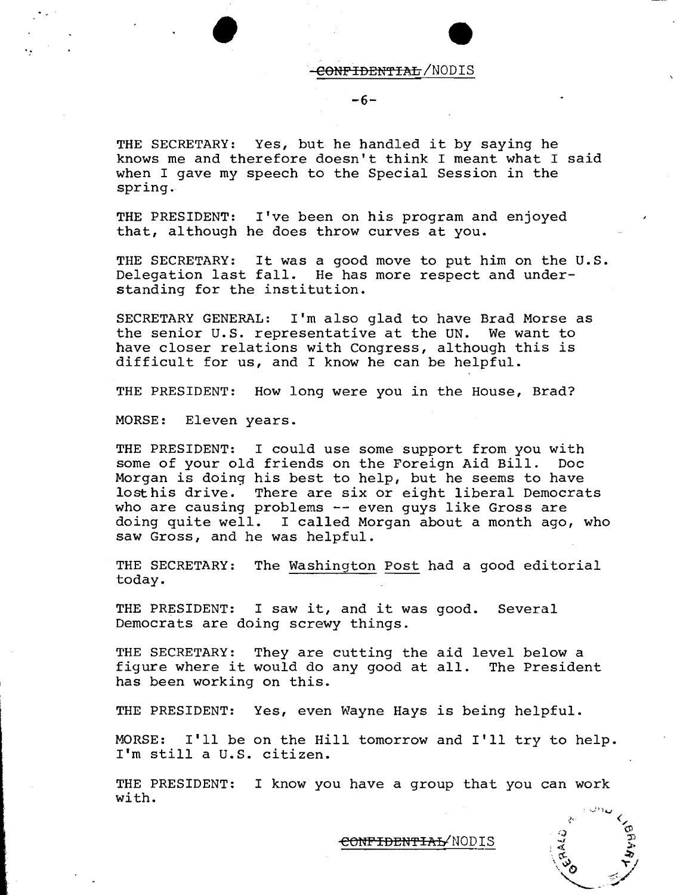THE SECRETARY: Yes, but he handled it by saying he knows me and therefore doesn't think I meant what I said when I gave my speech to the Special Session in the spring.

THE PRESIDENT: I've been on his program and enjoyed that, although he does throw curves at you.

THE SECRETARY: It was a good move to put him on the U.S. Delegation last fall. He has more respect and understanding for the institution.

SECRETARY GENERAL: I'm also glad to have Brad Morse as the senior U.S. representative at the UN. We want to have closer relations with Congress, although this is difficult for us, and I know he can be helpful.

THE PRESIDENT: How long were you in the House, Brad?

MORSE: Eleven years.

THE PRESIDENT: I could use some support from you with some of your old friends on the Foreign Aid Bill. Doc Morgan is doing his best to help, but he seems to have lost his drive. There are six or eight liberal Democrats who are causing problems -- even guys like Gross are doing quite well. I called Morgan about a month ago, who saw Gross, and he was helpful.

THE SECRETARY: The Washington Post had a good editorial today.

THE PRESIDENT: I saw it, and it was good. Several Democrats are doing screwy things.

THE SECRETARY: They are cutting the aid level below a figure where it would do any good at all. The President has been working on this.

THE PRESIDENT: Yes, even Wayne Hays is being helpful.

MORSE: I'll be on the Hill tomorrow and I'll try to help. I'm still a U.S. citizen.

THE PRESIDENT: I know you have a group that you can work with.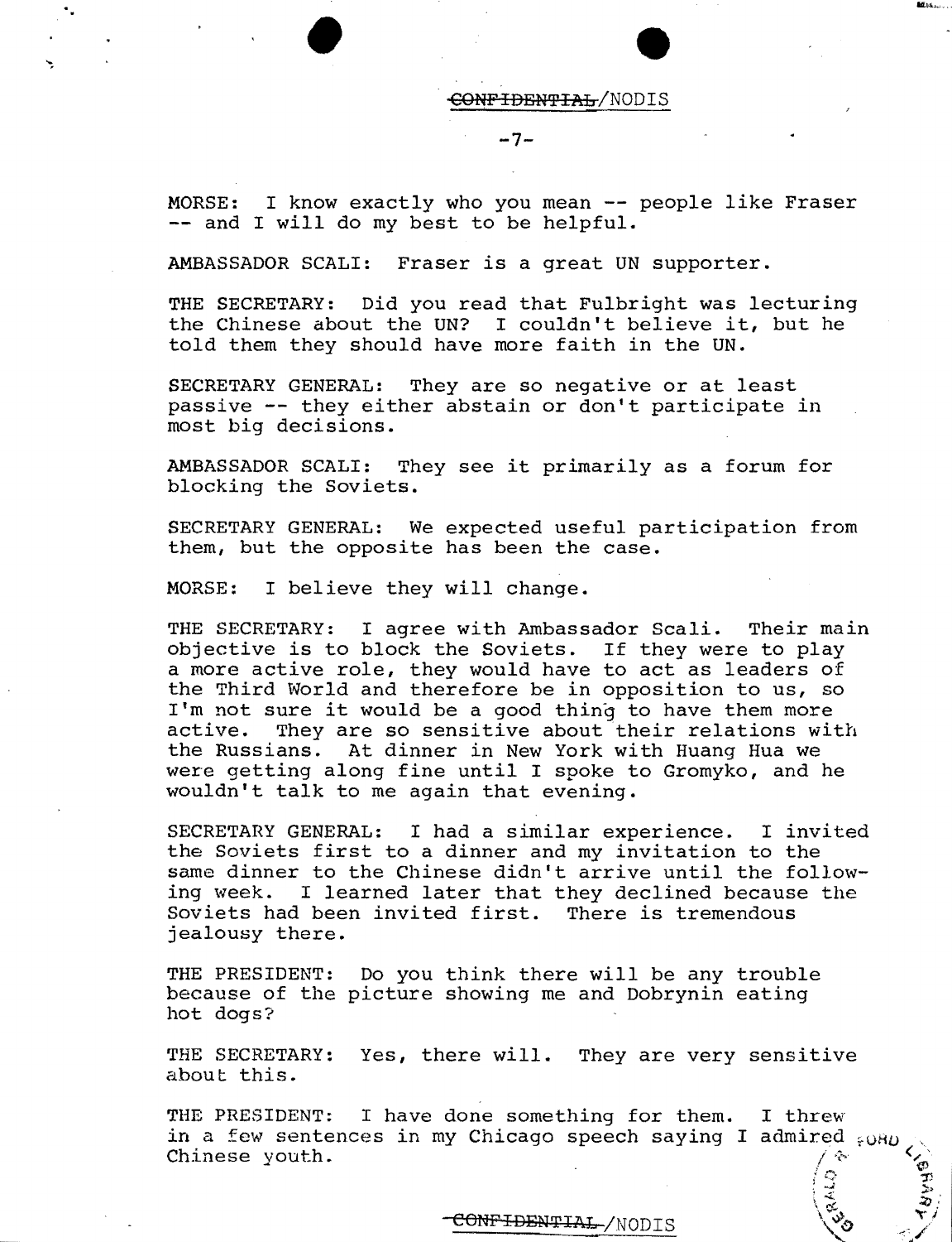MORSE: I know exactly who you mean -- people like Fraser -- and I will do my best to be helpful.

AMBASSADOR SCALI: Fraser is a great UN supporter.

THE SECRETARY: Did you read that Fulbright was lecturing the Chinese about the UN? I couldn't believe it, but he told them they should have more faith in the UN.

SECRETARY GENERAL: They are so negative or at least passive -- they either abstain or don't participate in most big decisions.

AMBASSADOR SCALI: They see it primarily as a forum for blocking the Soviets.

SECRETARY GENERAL: We expected useful participation from them, but the opposite has been the case.

MORSE: I believe they will change.

THE SECRETARY: I agree with Ambassador Scali. Their main objective is to block the Soviets. If they were to play a more active role, they would have to act as leaders of the Third World and therefore be in opposition to us, so I'm not sure it would be a good thing to have them more active. They are so sensitive about their relations with the Russians. At dinner in New York with Huang Hua we were getting along fine until I spoke to Gromyko, and he wouldn't talk to me again that evening.

SECRETARY GENERAL: I had a similar experience. I invited the Soviets first to a dinner and my invitation to the same dinner to the Chinese didn't arrive until the following week. I learned later that they declined because the Soviets had been invited first. There is tremendous jealousy there.

THE PRESIDENT: Do you think there will be any trouble because of the picture showing me and Dobrynin eating hot dogs?

THE SECRETARY: Yes, there will. They are very sensitive about this.

THE PRESIDENT: I have done something for them. I threw in a few sentences in my Chicago speech saying I admired Chinese youth.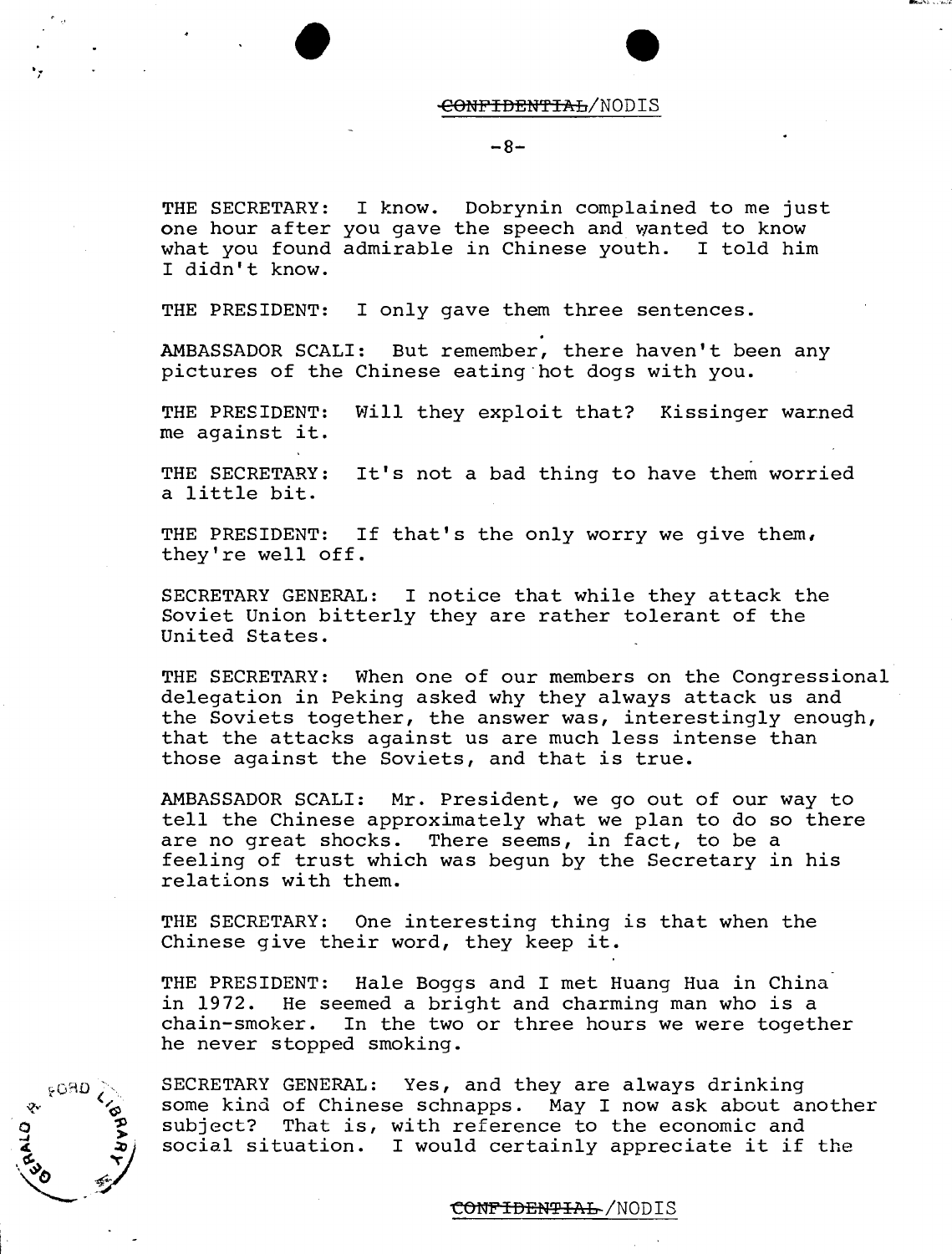THE SECRETARY: I know. Dobrynin complained to me just one hour after you gave the speech and wanted to know what you found admirable in Chinese youth. I told him I didn't know.

THE PRESIDENT: I only gave them three sentences.

AMBASSADOR SCALI: But remember, there haven't been any pictures of the Chinese eating hot dogs with you.

THE PRESIDENT: Will they exploit that? Kissinger warned me against it.

THE SECRETARY: It's not a bad thing to have them worried a little bit.

THE PRESIDENT: If that's the only worry we give them, they're well off.

SECRETARY GENERAL: I notice that while they attack the Soviet Union bitterly they are rather tolerant of the United States.

THE SECRETARY: When one of our members on the Congressional delegation in Peking asked why they always attack us and the Soviets together, the answer was, interestingly enough, that the attacks against us are much less intense than those against the Soviets, and that is true.

AMBASSADOR SCALI: Mr. President, we go out of our way to tell the Chinese approximately what we plan to do so there are no great shocks. There seems, in fact, to be a feeling of trust which was begun by the Secretary in his relations with them.

THE SECRETARY: One interesting thing is that when the Chinese give their word, they keep it.

THE PRESIDENT: Hale Boggs and I met Huang Hua in China in 1972. He seemed a bright and charming man who is a chain-smoker. In the two or three hours we were together he never stopped smoking.

SECRETARY GENERAL: Yes, and they are always drinking some kind of Chinese schnapps. May I now ask about another subject? That is, with reference to the economic and social situation. I would certainly appreciate it if the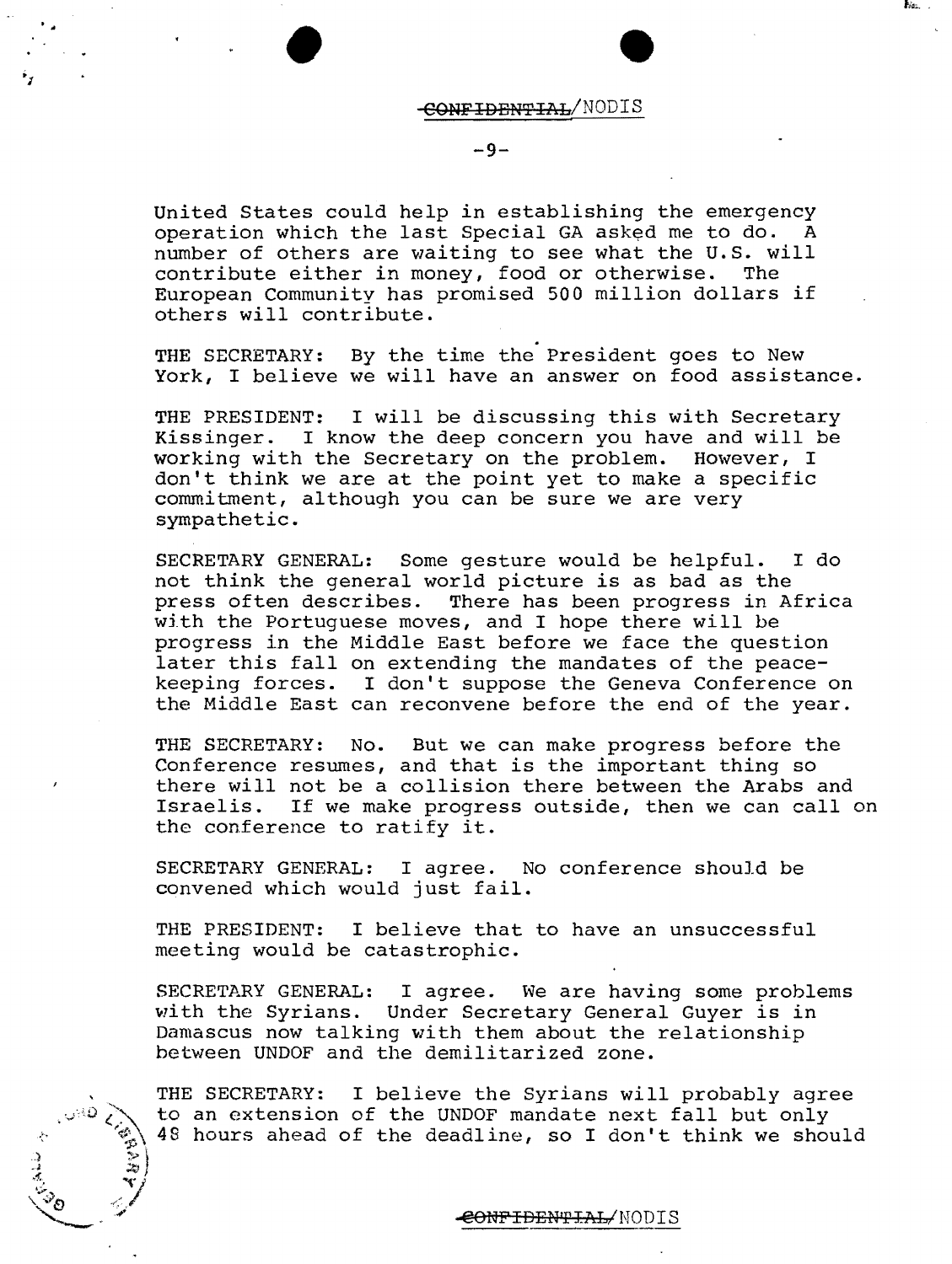United States could help in establishing the emergency operation which the last Special GA asked me to do. A number of others are waiting to see what the U.S. will contribute either in money, food or otherwise. The European Community has promised 500 million dollars if others will contribute.

THE SECRETARY: By the time the President goes to New York, I believe we will have an answer on food assistance.

THE PRESIDENT: I will be discussing this with Secretary Kissinger. I know the deep concern you have and will be working with the Secretary on the problem. However, I don't think we are at the point yet to make a specific commitment, although you can be sure we are very sympathetic.

SECRETARY GENERAL: Some gesture would be helpful. I do not think the general world picture is as bad as the press often describes. There has been progress in Africa with the Portuguese moves, and I hope there will be progress in the Middle East before we face the question later this fall on extending the mandates of the peace-keeping forces. I don't suppose the Geneva Conference on the Middle East can reconvene before the end of the year.

THE SECRETARY: No. But we can make progress before the Conference resumes, and that is the important thing so there will not be a collision there between the Arabs and Israelis. If we make progress outside, then we can call on the conference to ratify it.

SECRETARY GENERAL: I agree. No conference should be convened which would just fail.

THE PRESIDENT: I believe that to have an unsuccessful meeting would be catastrophic.

SECRETARY GENERAL: I agree. We are having some problems with the Syrians. Under Secretary General Guyer is in Damascus now talking with them about the relationship between UNDOF and the demilitarized zone.

THE SECRETARY: I believe the Syrians will probably agree to an extension of the UNDOF mandate next fall but only 48 hours ahead of the deadline, so I don't think we should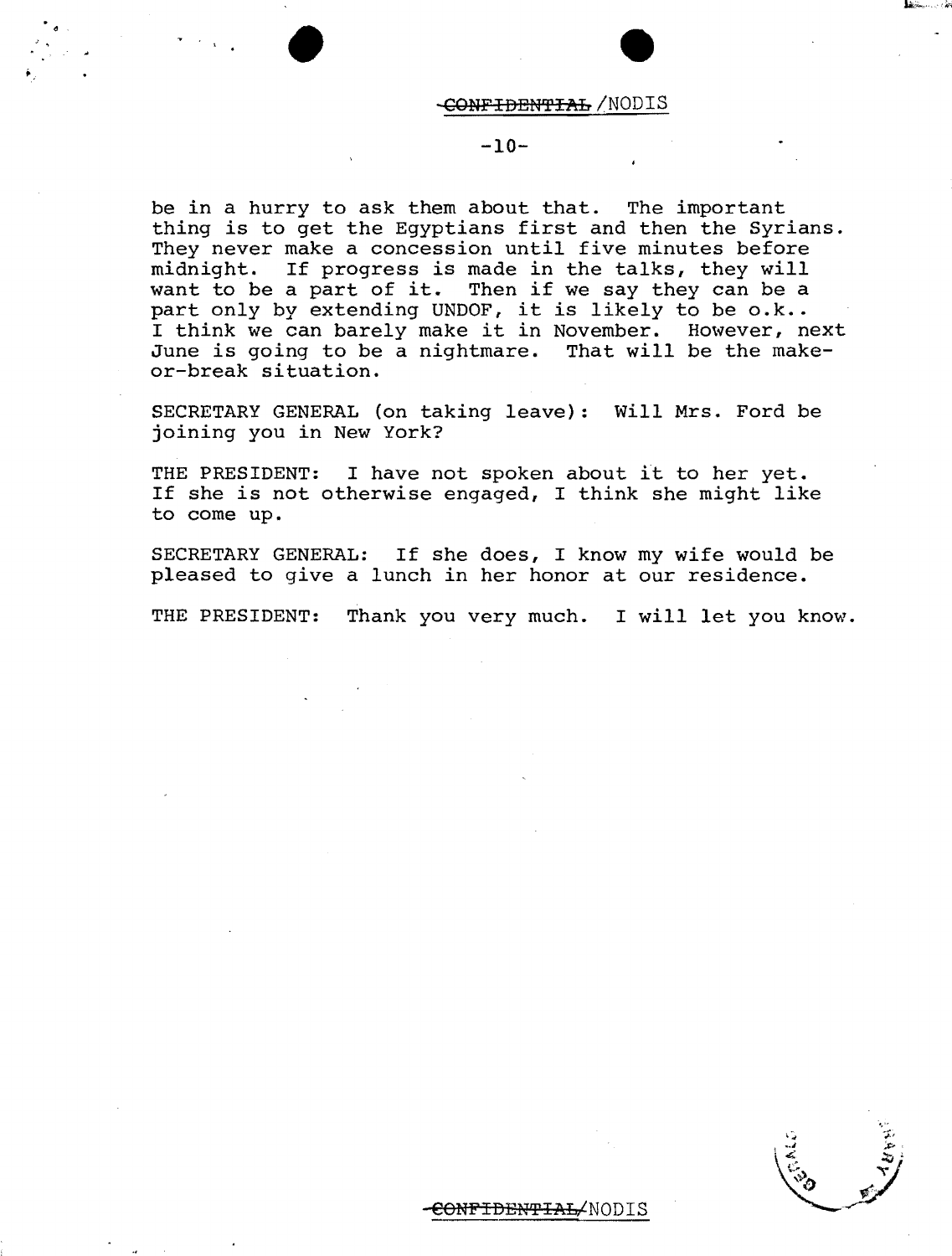be in a hurry to ask them about that. The important thing is to get the Egyptians first and then the Syrians. They never make a concession until five minutes before midnight. If progress is made in the talks, they will want to be a part of it. Then if we say they can be a part only by extending UNDOF, it is likely to be o.k.. I think we can barely make it in November. However, next June is going to be a nightmare. That will be the make-or-break situation.

SECRETARY GENERAL (on taking leave): Will Mrs. Ford be joining you in New York?

THE PRESIDENT: I have not spoken about it to her yet. If she is not otherwise engaged, I think she might like to come up.

SECRETARY GENERAL: If she does, I know my wife would be pleased to give a lunch in her honor at our residence.

THE PRESIDENT: Thank you very much. I will let you know.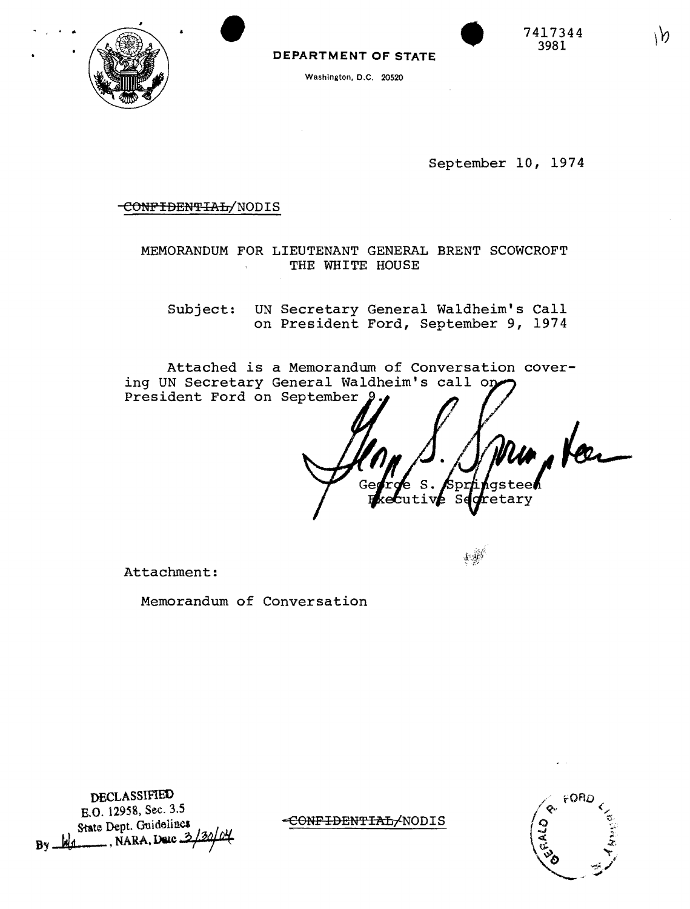7417344
3981

**DEPARTMENT OF STATE**

Washington, D.C. 20520

September 10, 1974

~~CONFIDENTIAL~~/NODIS

MEMORANDUM FOR LIEUTENANT GENERAL BRENT SCOWCROFT
THE WHITE HOUSE

Subject: UN Secretary General Waldheim's Call on President Ford, September 9, 1974

Attached is a Memorandum of Conversation covering UN Secretary General Waldheim's call on President Ford on September 9.

George S. Springsteen
Executive Secretary

Attachment:

Memorandum of Conversation

DECLASSIFIED
E.O. 12958, Sec. 3.5
State Dept. Guidelines
By ___, NARA, Date 3/30/04

~~CONFIDENTIAL~~/NODIS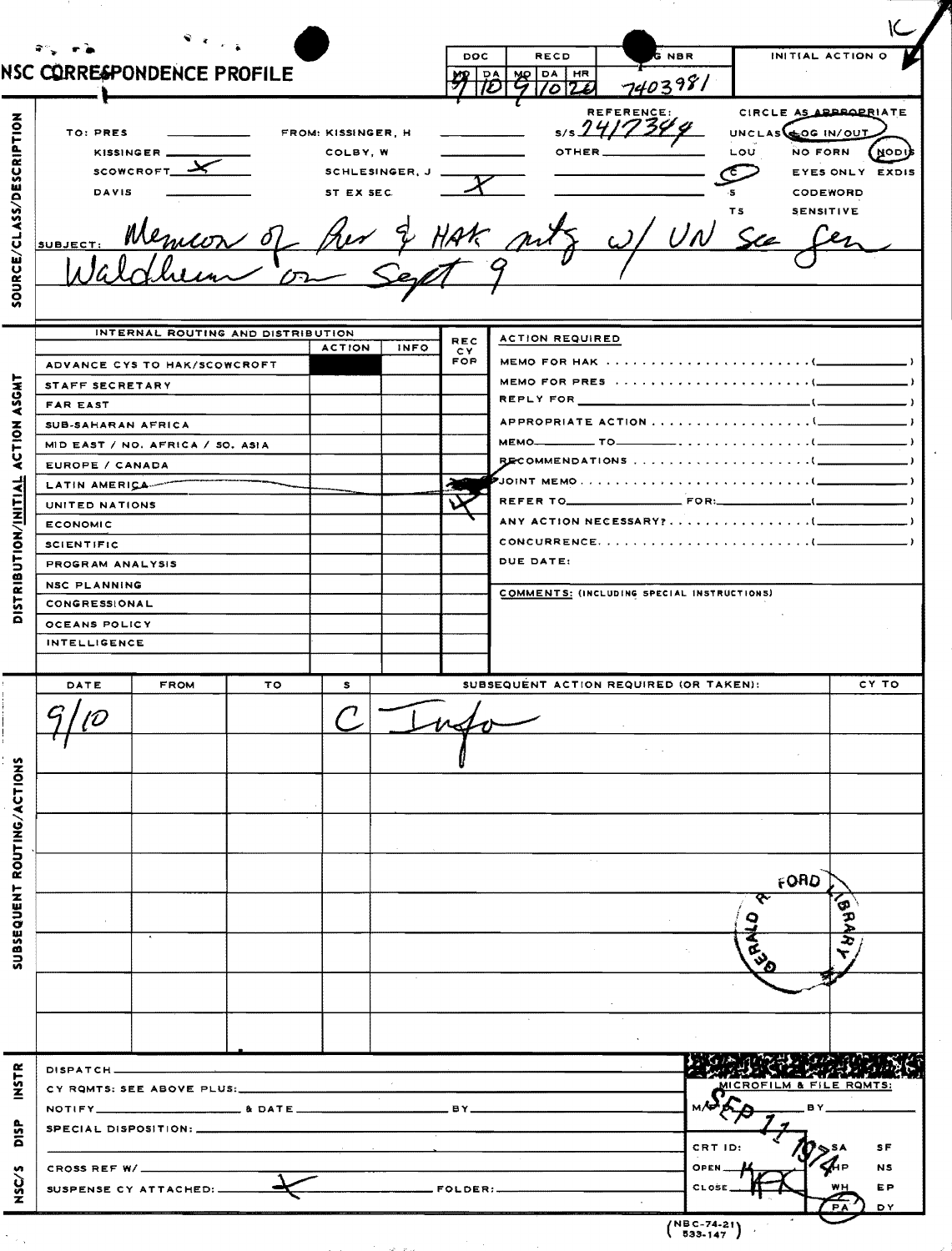# NSC CORRESPONDENCE PROFILE

| DOC | | RECD | | | LOG NBR | INITIAL ACTION O |
|---|---|---|---|---|---|---|
| MO | DA | MO | DA | HR | | |
| 9 | 10 | 9 | 10 | 26 | 7403981 | |

## SOURCE/CLASS/DESCRIPTION

TO: PRES ______ KISSINGER ______ SCOWCROFT X DAVIS ______

FROM: KISSINGER, H ______ COLBY, W ______ SCHLESINGER, J ______ ST EX SEC. X

REFERENCE: S/S 7417344

OTHER ______

CIRCLE AS APPROPRIATE: UNCLAS LOG IN/OUT (circled) · LOU · NO FORN · NODIS (circled) · C (circled) · EYES ONLY · EXDIS · S · CODEWORD · TS · SENSITIVE

SUBJECT: Memcon of Pres & HAK mtg w/ UN Sec Gen Waldheim on Sept 9

## DISTRIBUTION/INITIAL ACTION ASGMT

| INTERNAL ROUTING AND DISTRIBUTION | ACTION | INFO | REC CY FOR |
|---|---|---|---|
| ADVANCE CYS TO HAK/SCOWCROFT | | | |
| STAFF SECRETARY | | | |
| FAR EAST | | | |
| SUB-SAHARAN AFRICA | | | |
| MID EAST / NO. AFRICA / SO. ASIA | | | |
| EUROPE / CANADA | | | |
| LATIN AMERICA | | | |
| UNITED NATIONS | | | X |
| ECONOMIC | | | |
| SCIENTIFIC | | | |
| PROGRAM ANALYSIS | | | |
| NSC PLANNING | | | |
| CONGRESSIONAL | | | |
| OCEANS POLICY | | | |
| INTELLIGENCE | | | |

ACTION REQUIRED

- MEMO FOR HAK ...... ( )
- MEMO FOR PRES ...... ( )
- REPLY FOR ______ ( )
- APPROPRIATE ACTION ...... ( )
- MEMO ______ TO ______ ( )
- RECOMMENDATIONS ...... ( )
- JOINT MEMO ...... ( )
- REFER TO ______ FOR: ______ ( )
- ANY ACTION NECESSARY? ...... ( )
- CONCURRENCE ...... ( )

DUE DATE:

COMMENTS: (INCLUDING SPECIAL INSTRUCTIONS)

## SUBSEQUENT ROUTING/ACTIONS

| DATE | FROM | TO | S | SUBSEQUENT ACTION REQUIRED (OR TAKEN): | CY TO |
|---|---|---|---|---|---|
| 9/10 | | | C | Info | |

GERALD R. FORD LIBRARY

## NSC/S INSTR DISP

DISPATCH ______

CY RQMTS: SEE ABOVE PLUS: ______

NOTIFY ______ & DATE ______ BY ______

SPECIAL DISPOSITION: ______

CROSS REF W/ ______

SUSPENSE CY ATTACHED: X FOLDER: ______

MICROFILM & FILE RQMTS: M/F SEP 11 1974 BY ______

CRT ID: ______ SA SF

OPEN K HP NS

CLOSE KK WH EP

PA (circled) DY

(NSC-74-21) 533-147